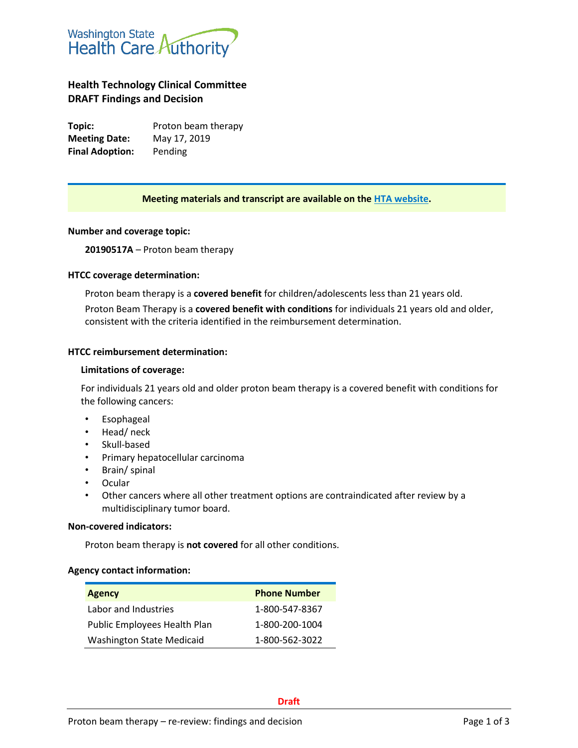Washington State Health Care Authority

## Health Technology Clinical Committee
## DRAFT Findings and Decision

**Topic:** Proton beam therapy
**Meeting Date:** May 17, 2019
**Final Adoption:** Pending

**Meeting materials and transcript are available on the HTA website.**

### Number and coverage topic:

**20190517A** – Proton beam therapy

### HTCC coverage determination:

Proton beam therapy is a **covered benefit** for children/adolescents less than 21 years old.

Proton Beam Therapy is a **covered benefit with conditions** for individuals 21 years old and older, consistent with the criteria identified in the reimbursement determination.

### HTCC reimbursement determination:

**Limitations of coverage:**

For individuals 21 years old and older proton beam therapy is a covered benefit with conditions for the following cancers:

- Esophageal
- Head/ neck
- Skull-based
- Primary hepatocellular carcinoma
- Brain/ spinal
- Ocular
- Other cancers where all other treatment options are contraindicated after review by a multidisciplinary tumor board.

### Non-covered indicators:

Proton beam therapy is **not covered** for all other conditions.

### Agency contact information:

| Agency | Phone Number |
|---|---|
| Labor and Industries | 1-800-547-8367 |
| Public Employees Health Plan | 1-800-200-1004 |
| Washington State Medicaid | 1-800-562-3022 |

Draft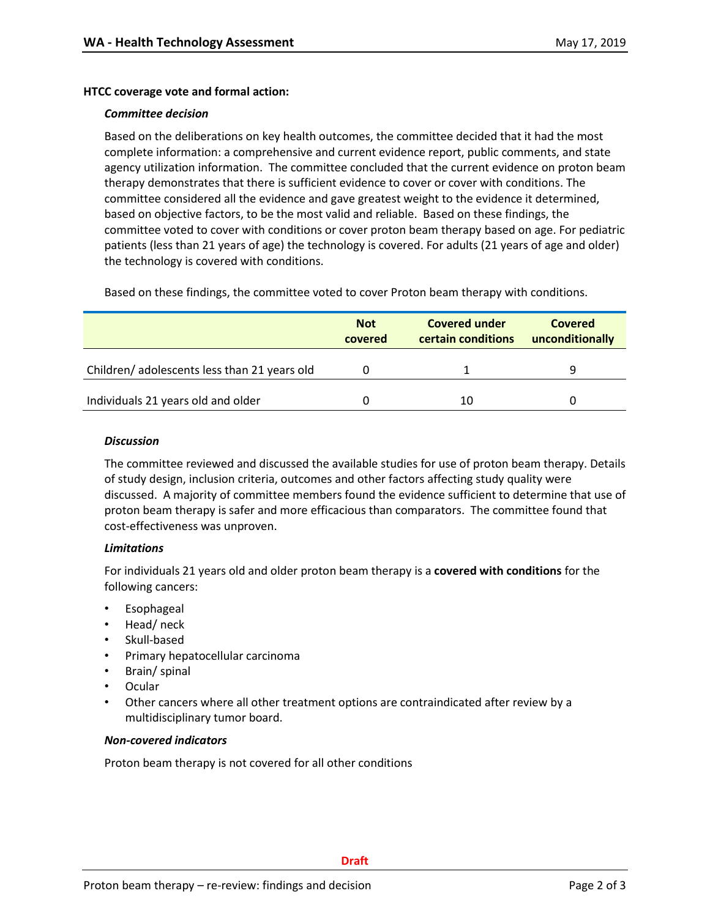**HTCC coverage vote and formal action:**

***Committee decision***

Based on the deliberations on key health outcomes, the committee decided that it had the most complete information: a comprehensive and current evidence report, public comments, and state agency utilization information. The committee concluded that the current evidence on proton beam therapy demonstrates that there is sufficient evidence to cover or cover with conditions. The committee considered all the evidence and gave greatest weight to the evidence it determined, based on objective factors, to be the most valid and reliable. Based on these findings, the committee voted to cover with conditions or cover proton beam therapy based on age. For pediatric patients (less than 21 years of age) the technology is covered. For adults (21 years of age and older) the technology is covered with conditions.

Based on these findings, the committee voted to cover Proton beam therapy with conditions.

| | Not covered | Covered under certain conditions | Covered unconditionally |
|---|---|---|---|
| Children/ adolescents less than 21 years old | 0 | 1 | 9 |
| Individuals 21 years old and older | 0 | 10 | 0 |

***Discussion***

The committee reviewed and discussed the available studies for use of proton beam therapy. Details of study design, inclusion criteria, outcomes and other factors affecting study quality were discussed. A majority of committee members found the evidence sufficient to determine that use of proton beam therapy is safer and more efficacious than comparators. The committee found that cost-effectiveness was unproven.

***Limitations***

For individuals 21 years old and older proton beam therapy is a **covered with conditions** for the following cancers:

- Esophageal
- Head/ neck
- Skull-based
- Primary hepatocellular carcinoma
- Brain/ spinal
- Ocular
- Other cancers where all other treatment options are contraindicated after review by a multidisciplinary tumor board.

***Non-covered indicators***

Proton beam therapy is not covered for all other conditions

Draft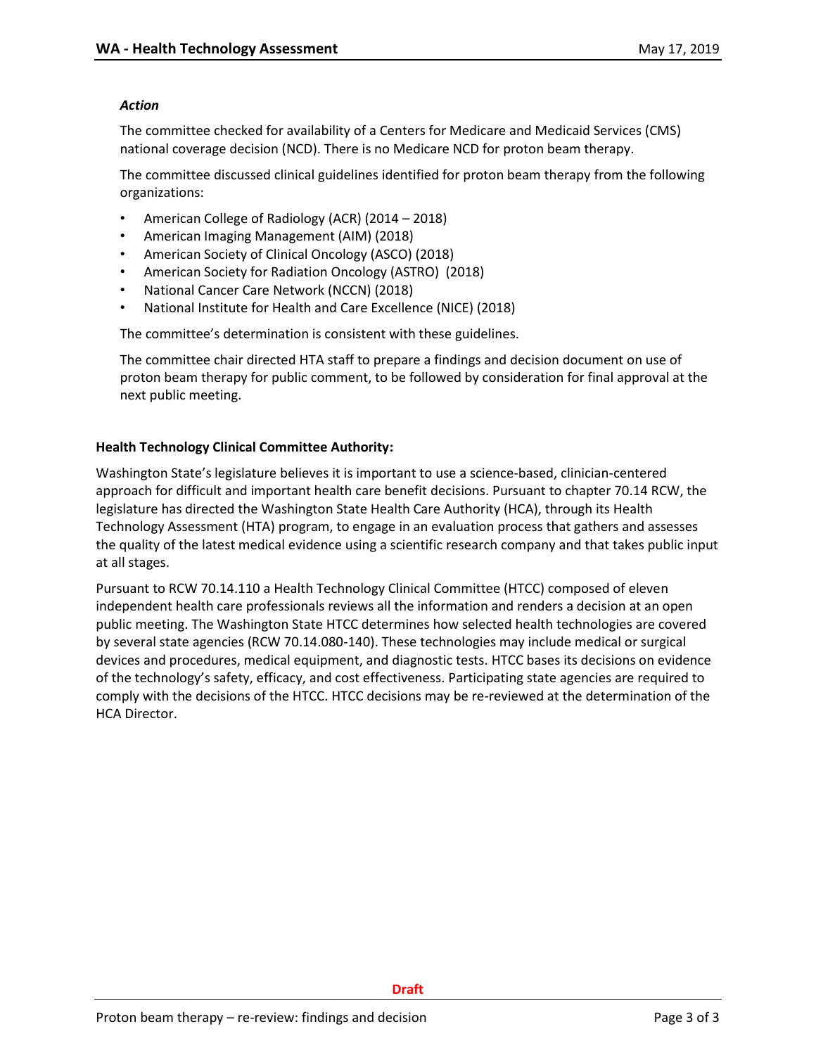*Action*

The committee checked for availability of a Centers for Medicare and Medicaid Services (CMS) national coverage decision (NCD). There is no Medicare NCD for proton beam therapy.

The committee discussed clinical guidelines identified for proton beam therapy from the following organizations:

- American College of Radiology (ACR) (2014 – 2018)
- American Imaging Management (AIM) (2018)
- American Society of Clinical Oncology (ASCO) (2018)
- American Society for Radiation Oncology (ASTRO) (2018)
- National Cancer Care Network (NCCN) (2018)
- National Institute for Health and Care Excellence (NICE) (2018)

The committee's determination is consistent with these guidelines.

The committee chair directed HTA staff to prepare a findings and decision document on use of proton beam therapy for public comment, to be followed by consideration for final approval at the next public meeting.

**Health Technology Clinical Committee Authority:**

Washington State's legislature believes it is important to use a science-based, clinician-centered approach for difficult and important health care benefit decisions. Pursuant to chapter 70.14 RCW, the legislature has directed the Washington State Health Care Authority (HCA), through its Health Technology Assessment (HTA) program, to engage in an evaluation process that gathers and assesses the quality of the latest medical evidence using a scientific research company and that takes public input at all stages.

Pursuant to RCW 70.14.110 a Health Technology Clinical Committee (HTCC) composed of eleven independent health care professionals reviews all the information and renders a decision at an open public meeting. The Washington State HTCC determines how selected health technologies are covered by several state agencies (RCW 70.14.080-140). These technologies may include medical or surgical devices and procedures, medical equipment, and diagnostic tests. HTCC bases its decisions on evidence of the technology's safety, efficacy, and cost effectiveness. Participating state agencies are required to comply with the decisions of the HTCC. HTCC decisions may be re-reviewed at the determination of the HCA Director.